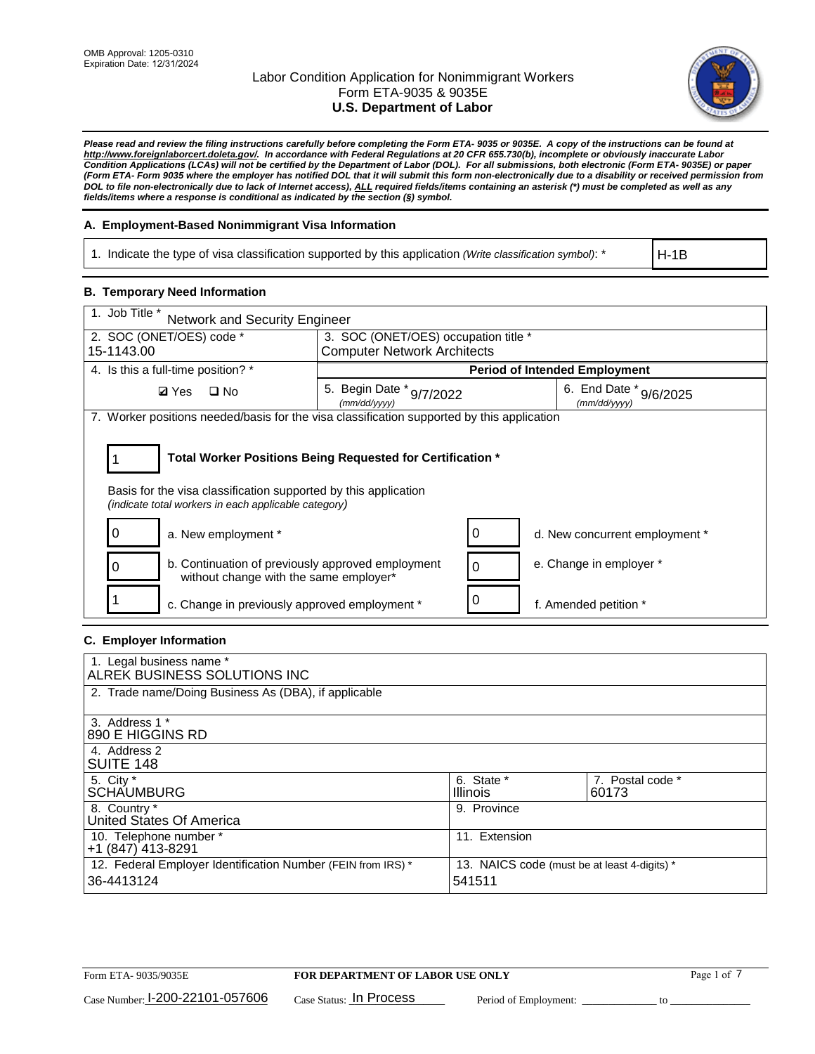OMB Approval: 1205-0310
Expiration Date: 12/31/2024

# Labor Condition Application for Nonimmigrant Workers
## Form ETA-9035 & 9035E
## U.S. Department of Labor

***Please read and review the filing instructions carefully before completing the Form ETA- 9035 or 9035E. A copy of the instructions can be found at http://www.foreignlaborcert.doleta.gov/. In accordance with Federal Regulations at 20 CFR 655.730(b), incomplete or obviously inaccurate Labor Condition Applications (LCAs) will not be certified by the Department of Labor (DOL). For all submissions, both electronic (Form ETA- 9035E) or paper (Form ETA- Form 9035 where the employer has notified DOL that it will submit this form non-electronically due to a disability or received permission from DOL to file non-electronically due to lack of Internet access), ALL required fields/items containing an asterisk (*) must be completed as well as any fields/items where a response is conditional as indicated by the section (§) symbol.***

### A. Employment-Based Nonimmigrant Visa Information

| 1. Indicate the type of visa classification supported by this application *(Write classification symbol)*: * | H-1B |
|---|---|

### B. Temporary Need Information

| 1. Job Title * Network and Security Engineer | | |
|---|---|---|
| 2. SOC (ONET/OES) code * 15-1143.00 | 3. SOC (ONET/OES) occupation title * Computer Network Architects | |
| 4. Is this a full-time position? * | **Period of Intended Employment** | |
| ☑ Yes ☐ No | 5. Begin Date * *(mm/dd/yyyy)* 9/7/2022 | 6. End Date * *(mm/dd/yyyy)* 9/6/2025 |

7. Worker positions needed/basis for the visa classification supported by this application

**1** — **Total Worker Positions Being Requested for Certification \***

Basis for the visa classification supported by this application
*(indicate total workers in each applicable category)*

| Count | Category | Count | Category |
|---|---|---|---|
| 0 | a. New employment * | 0 | d. New concurrent employment * |
| 0 | b. Continuation of previously approved employment without change with the same employer* | 0 | e. Change in employer * |
| 1 | c. Change in previously approved employment * | 0 | f. Amended petition * |

### C. Employer Information

| 1. Legal business name * ALREK BUSINESS SOLUTIONS INC | | |
|---|---|---|
| 2. Trade name/Doing Business As (DBA), if applicable | | |
| 3. Address 1 * 890 E HIGGINS RD | | |
| 4. Address 2 SUITE 148 | | |
| 5. City * SCHAUMBURG | 6. State * Illinois | 7. Postal code * 60173 |
| 8. Country * United States Of America | 9. Province | |
| 10. Telephone number * +1 (847) 413-8291 | 11. Extension | |
| 12. Federal Employer Identification Number (FEIN from IRS) * 36-4413124 | 13. NAICS code (must be at least 4-digits) * 541511 | |

Form ETA- 9035/9035E — **FOR DEPARTMENT OF LABOR USE ONLY**

Case Number: I-200-22101-057606 Case Status: In Process Period of Employment: _____________ to _____________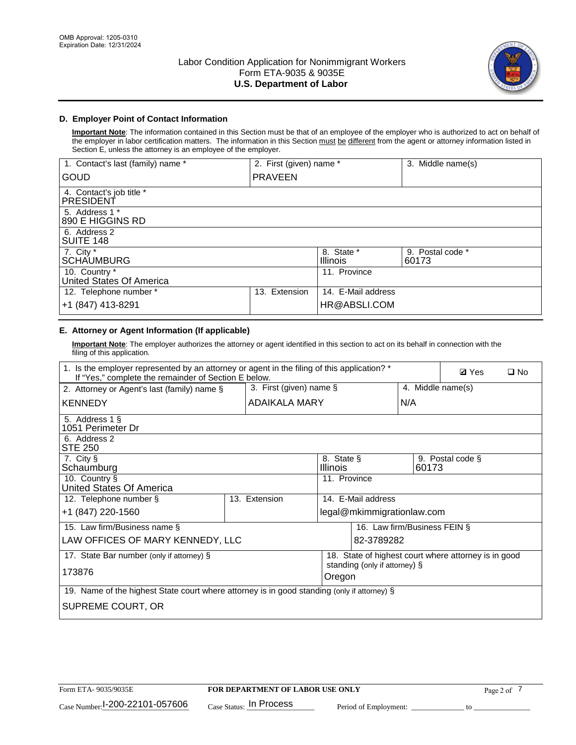OMB Approval: 1205-0310
Expiration Date: 12/31/2024

# Labor Condition Application for Nonimmigrant Workers
## Form ETA-9035 & 9035E
## U.S. Department of Labor

### D. Employer Point of Contact Information

**Important Note**: The information contained in this Section must be that of an employee of the employer who is authorized to act on behalf of the employer in labor certification matters. The information in this Section must be different from the agent or attorney information listed in Section E, unless the attorney is an employee of the employer.

| 1. Contact's last (family) name * | 2. First (given) name * | 3. Middle name(s) |
|---|---|---|
| GOUD | PRAVEEN | |

| 4. Contact's job title * |
|---|
| PRESIDENT |

| 5. Address 1 * |
|---|
| 890 E HIGGINS RD |

| 6. Address 2 |
|---|
| SUITE 148 |

| 7. City * | 8. State * | 9. Postal code * |
|---|---|---|
| SCHAUMBURG | Illinois | 60173 |

| 10. Country * | 11. Province |
|---|---|
| United States Of America | |

| 12. Telephone number * | 13. Extension | 14. E-Mail address |
|---|---|---|
| +1 (847) 413-8291 | | HR@ABSLI.COM |

### E. Attorney or Agent Information (If applicable)

**Important Note**: The employer authorizes the attorney or agent identified in this section to act on its behalf in connection with the filing of this application.

1. Is the employer represented by an attorney or agent in the filing of this application? * If "Yes," complete the remainder of Section E below. ☑ Yes ☐ No

| 2. Attorney or Agent's last (family) name § | 3. First (given) name § | 4. Middle name(s) |
|---|---|---|
| KENNEDY | ADAIKALA MARY | N/A |

| 5. Address 1 § |
|---|
| 1051 Perimeter Dr |

| 6. Address 2 |
|---|
| STE 250 |

| 7. City § | 8. State § | 9. Postal code § |
|---|---|---|
| Schaumburg | Illinois | 60173 |

| 10. Country § | 11. Province |
|---|---|
| United States Of America | |

| 12. Telephone number § | 13. Extension | 14. E-Mail address |
|---|---|---|
| +1 (847) 220-1560 | | legal@mkimmigrationlaw.com |

| 15. Law firm/Business name § | 16. Law firm/Business FEIN § |
|---|---|
| LAW OFFICES OF MARY KENNEDY, LLC | 82-3789282 |

| 17. State Bar number (only if attorney) § | 18. State of highest court where attorney is in good standing (only if attorney) § |
|---|---|
| 173876 | Oregon |

| 19. Name of the highest State court where attorney is in good standing (only if attorney) § |
|---|
| SUPREME COURT, OR |

Form ETA- 9035/9035E | FOR DEPARTMENT OF LABOR USE ONLY

Case Number: I-200-22101-057606 Case Status: In Process Period of Employment: _____________ to _______________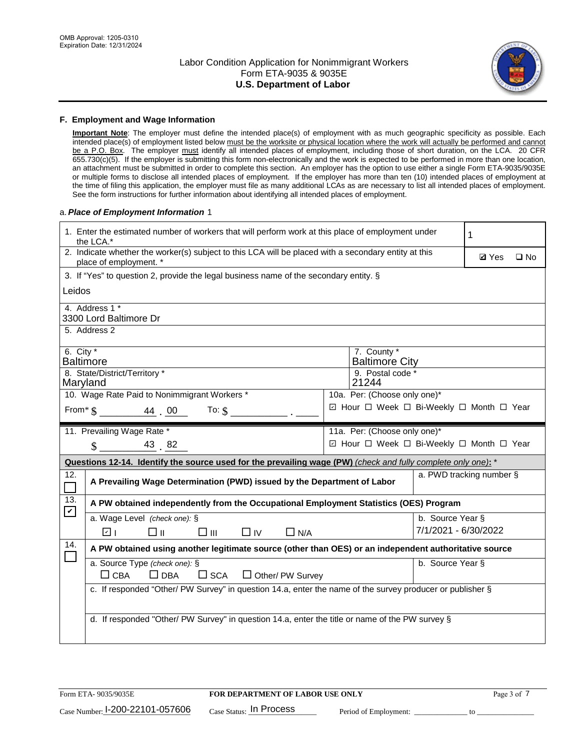## F. Employment and Wage Information

**Important Note**: The employer must define the intended place(s) of employment with as much geographic specificity as possible. Each intended place(s) of employment listed below must be the worksite or physical location where the work will actually be performed and cannot be a P.O. Box. The employer must identify all intended places of employment, including those of short duration, on the LCA. 20 CFR 655.730(c)(5). If the employer is submitting this form non-electronically and the work is expected to be performed in more than one location, an attachment must be submitted in order to complete this section. An employer has the option to use either a single Form ETA-9035/9035E or multiple forms to disclose all intended places of employment. If the employer has more than ten (10) intended places of employment at the time of filing this application, the employer must file as many additional LCAs as are necessary to list all intended places of employment. See the form instructions for further information about identifying all intended places of employment.

a. ***Place of Employment Information*** 1

| | |
|---|---|
| 1. Enter the estimated number of workers that will perform work at this place of employment under the LCA.* | 1 |
| 2. Indicate whether the worker(s) subject to this LCA will be placed with a secondary entity at this place of employment. * | ☑ Yes ☐ No |
| 3. If "Yes" to question 2, provide the legal business name of the secondary entity. § Leidos | |
| 4. Address 1 * 3300 Lord Baltimore Dr | |
| 5. Address 2 | |
| 6. City * Baltimore | 7. County * Baltimore City |
| 8. State/District/Territory * Maryland | 9. Postal code * 21244 |
| 10. Wage Rate Paid to Nonimmigrant Workers * From* $ 44 . 00 To: $ ______ . ____ | 10a. Per: (Choose only one)* ☑ Hour ☐ Week ☐ Bi-Weekly ☐ Month ☐ Year |
| 11. Prevailing Wage Rate * $ 43 . 82 | 11a. Per: (Choose only one)* ☑ Hour ☐ Week ☐ Bi-Weekly ☐ Month ☐ Year |

**Questions 12-14. Identify the source used for the prevailing wage (PW)** *(check and fully complete only one)*: *

| | | |
|---|---|---|
| 12. ☐ | **A Prevailing Wage Determination (PWD) issued by the Department of Labor** | a. PWD tracking number § |
| 13. ☑ | **A PW obtained independently from the Occupational Employment Statistics (OES) Program** | |
| | a. Wage Level *(check one):* § ☑ I ☐ II ☐ III ☐ IV ☐ N/A | b. Source Year § 7/1/2021 - 6/30/2022 |
| 14. ☐ | **A PW obtained using another legitimate source (other than OES) or an independent authoritative source** | |
| | a. Source Type *(check one):* § ☐ CBA ☐ DBA ☐ SCA ☐ Other/ PW Survey | b. Source Year § |
| | c. If responded "Other/ PW Survey" in question 14.a, enter the name of the survey producer or publisher § | |
| | d. If responded "Other/ PW Survey" in question 14.a, enter the title or name of the PW survey § | |

Form ETA- 9035/9035E — FOR DEPARTMENT OF LABOR USE ONLY

Case Number: I-200-22101-057606 Case Status: In Process Period of Employment: ______________ to ______________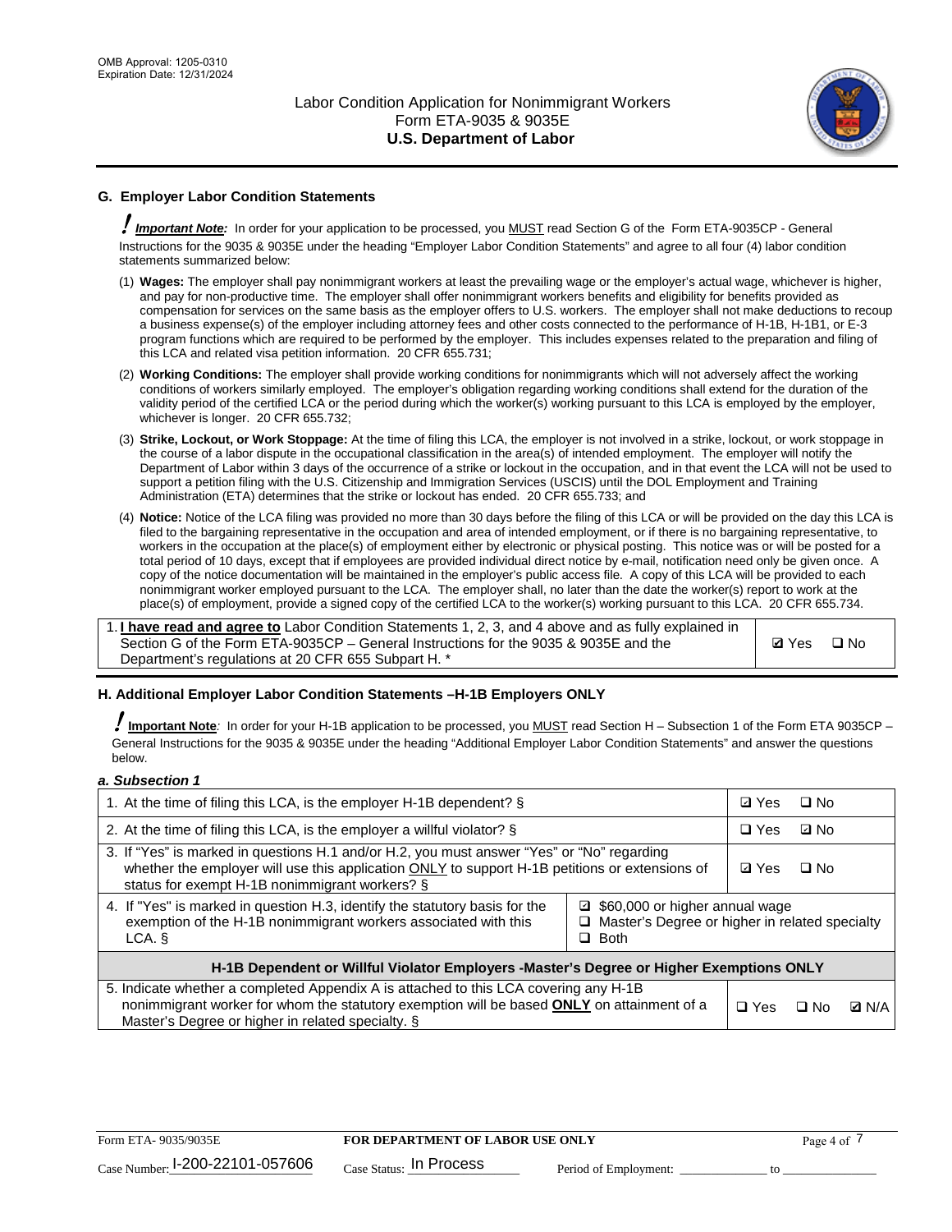## G. Employer Labor Condition Statements

! ***Important Note:*** In order for your application to be processed, you MUST read Section G of the Form ETA-9035CP - General Instructions for the 9035 & 9035E under the heading "Employer Labor Condition Statements" and agree to all four (4) labor condition statements summarized below:

(1) **Wages:** The employer shall pay nonimmigrant workers at least the prevailing wage or the employer's actual wage, whichever is higher, and pay for non-productive time. The employer shall offer nonimmigrant workers benefits and eligibility for benefits provided as compensation for services on the same basis as the employer offers to U.S. workers. The employer shall not make deductions to recoup a business expense(s) of the employer including attorney fees and other costs connected to the performance of H-1B, H-1B1, or E-3 program functions which are required to be performed by the employer. This includes expenses related to the preparation and filing of this LCA and related visa petition information. 20 CFR 655.731;

(2) **Working Conditions:** The employer shall provide working conditions for nonimmigrants which will not adversely affect the working conditions of workers similarly employed. The employer's obligation regarding working conditions shall extend for the duration of the validity period of the certified LCA or the period during which the worker(s) working pursuant to this LCA is employed by the employer, whichever is longer. 20 CFR 655.732;

(3) **Strike, Lockout, or Work Stoppage:** At the time of filing this LCA, the employer is not involved in a strike, lockout, or work stoppage in the course of a labor dispute in the occupational classification in the area(s) of intended employment. The employer will notify the Department of Labor within 3 days of the occurrence of a strike or lockout in the occupation, and in that event the LCA will not be used to support a petition filing with the U.S. Citizenship and Immigration Services (USCIS) until the DOL Employment and Training Administration (ETA) determines that the strike or lockout has ended. 20 CFR 655.733; and

(4) **Notice:** Notice of the LCA filing was provided no more than 30 days before the filing of this LCA or will be provided on the day this LCA is filed to the bargaining representative in the occupation and area of intended employment, or if there is no bargaining representative, to workers in the occupation at the place(s) of employment either by electronic or physical posting. This notice was or will be posted for a total period of 10 days, except that if employees are provided individual direct notice by e-mail, notification need only be given once. A copy of the notice documentation will be maintained in the employer's public access file. A copy of this LCA will be provided to each nonimmigrant worker employed pursuant to the LCA. The employer shall, no later than the date the worker(s) report to work at the place(s) of employment, provide a signed copy of the certified LCA to the worker(s) working pursuant to this LCA. 20 CFR 655.734.

| 1. **I have read and agree to** Labor Condition Statements 1, 2, 3, and 4 above and as fully explained in Section G of the Form ETA-9035CP – General Instructions for the 9035 & 9035E and the Department's regulations at 20 CFR 655 Subpart H. * | ☑ Yes ☐ No |
|---|---|

## H. Additional Employer Labor Condition Statements –H-1B Employers ONLY

! **Important Note**: In order for your H-1B application to be processed, you MUST read Section H – Subsection 1 of the Form ETA 9035CP – General Instructions for the 9035 & 9035E under the heading "Additional Employer Labor Condition Statements" and answer the questions below.

***a. Subsection 1***

| Question | | Answer |
|---|---|---|
| 1. At the time of filing this LCA, is the employer H-1B dependent? § | | ☑ Yes ☐ No |
| 2. At the time of filing this LCA, is the employer a willful violator? § | | ☐ Yes ☑ No |
| 3. If "Yes" is marked in questions H.1 and/or H.2, you must answer "Yes" or "No" regarding whether the employer will use this application ONLY to support H-1B petitions or extensions of status for exempt H-1B nonimmigrant workers? § | | ☑ Yes ☐ No |
| 4. If "Yes" is marked in question H.3, identify the statutory basis for the exemption of the H-1B nonimmigrant workers associated with this LCA. § | ☑ $60,000 or higher annual wage<br>☐ Master's Degree or higher in related specialty<br>☐ Both | |
| **H-1B Dependent or Willful Violator Employers -Master's Degree or Higher Exemptions ONLY** | | |
| 5. Indicate whether a completed Appendix A is attached to this LCA covering any H-1B nonimmigrant worker for whom the statutory exemption will be based **ONLY** on attainment of a Master's Degree or higher in related specialty. § | | ☐ Yes ☐ No ☑ N/A |

Form ETA- 9035/9035E **FOR DEPARTMENT OF LABOR USE ONLY**

Case Number: I-200-22101-057606 Case Status: In Process Period of Employment: _____________ to _____________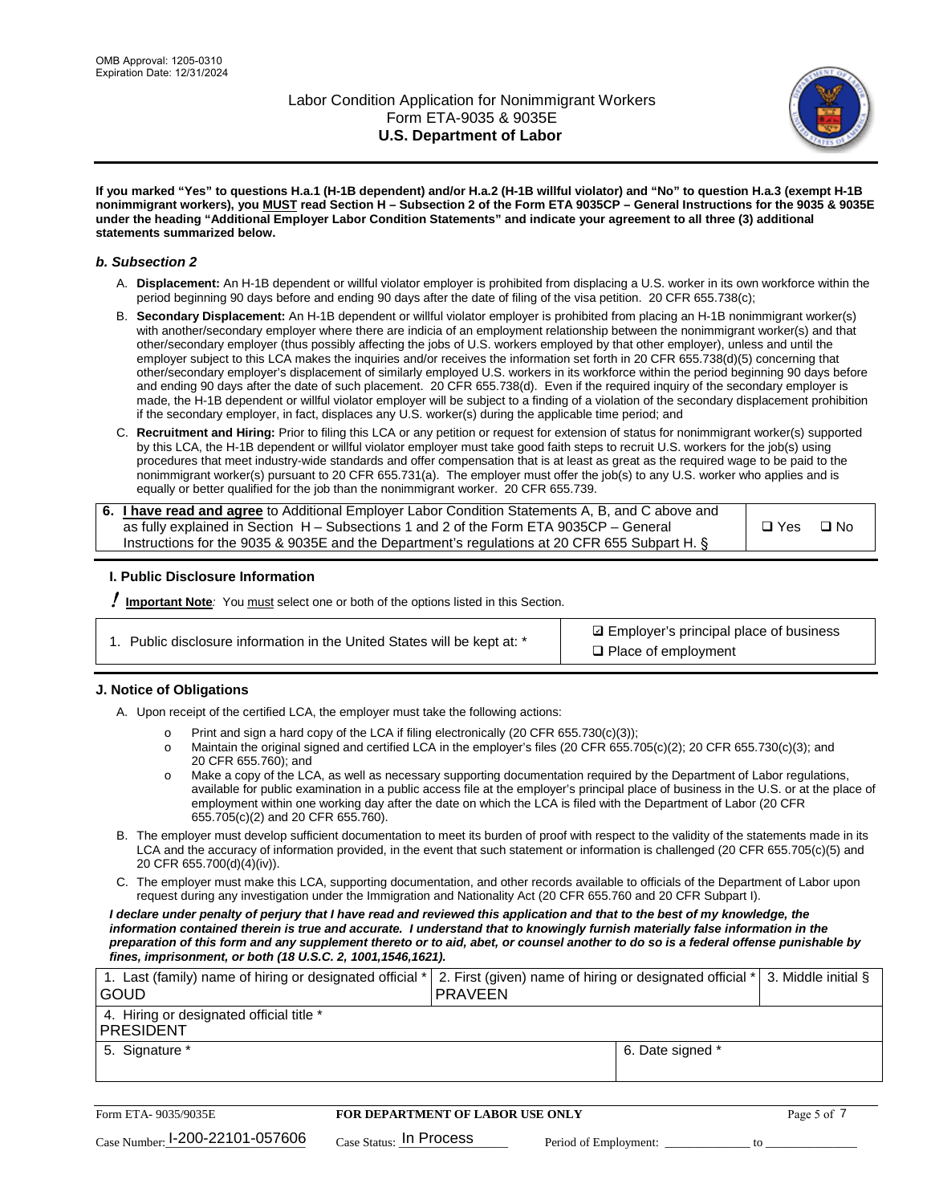**If you marked "Yes" to questions H.a.1 (H-1B dependent) and/or H.a.2 (H-1B willful violator) and "No" to question H.a.3 (exempt H-1B nonimmigrant workers), you MUST read Section H – Subsection 2 of the Form ETA 9035CP – General Instructions for the 9035 & 9035E under the heading "Additional Employer Labor Condition Statements" and indicate your agreement to all three (3) additional statements summarized below.**

### *b. Subsection 2*

A. **Displacement:** An H-1B dependent or willful violator employer is prohibited from displacing a U.S. worker in its own workforce within the period beginning 90 days before and ending 90 days after the date of filing of the visa petition. 20 CFR 655.738(c);

B. **Secondary Displacement:** An H-1B dependent or willful violator employer is prohibited from placing an H-1B nonimmigrant worker(s) with another/secondary employer where there are indicia of an employment relationship between the nonimmigrant worker(s) and that other/secondary employer (thus possibly affecting the jobs of U.S. workers employed by that other employer), unless and until the employer subject to this LCA makes the inquiries and/or receives the information set forth in 20 CFR 655.738(d)(5) concerning that other/secondary employer's displacement of similarly employed U.S. workers in its workforce within the period beginning 90 days before and ending 90 days after the date of such placement. 20 CFR 655.738(d). Even if the required inquiry of the secondary employer is made, the H-1B dependent or willful violator employer will be subject to a finding of a violation of the secondary displacement prohibition if the secondary employer, in fact, displaces any U.S. worker(s) during the applicable time period; and

C. **Recruitment and Hiring:** Prior to filing this LCA or any petition or request for extension of status for nonimmigrant worker(s) supported by this LCA, the H-1B dependent or willful violator employer must take good faith steps to recruit U.S. workers for the job(s) using procedures that meet industry-wide standards and offer compensation that is at least as great as the required wage to be paid to the nonimmigrant worker(s) pursuant to 20 CFR 655.731(a). The employer must offer the job(s) to any U.S. worker who applies and is equally or better qualified for the job than the nonimmigrant worker. 20 CFR 655.739.

| 6. **I have read and agree** to Additional Employer Labor Condition Statements A, B, and C above and as fully explained in Section H – Subsections 1 and 2 of the Form ETA 9035CP – General Instructions for the 9035 & 9035E and the Department's regulations at 20 CFR 655 Subpart H. § | ❑ Yes ❑ No |
|---|---|

## I. Public Disclosure Information

**! Important Note**: You must select one or both of the options listed in this Section.

| 1. Public disclosure information in the United States will be kept at: * | ☑ Employer's principal place of business<br>❑ Place of employment |
|---|---|

## J. Notice of Obligations

A. Upon receipt of the certified LCA, the employer must take the following actions:

- Print and sign a hard copy of the LCA if filing electronically (20 CFR 655.730(c)(3));
- Maintain the original signed and certified LCA in the employer's files (20 CFR 655.705(c)(2); 20 CFR 655.730(c)(3); and 20 CFR 655.760); and
- Make a copy of the LCA, as well as necessary supporting documentation required by the Department of Labor regulations, available for public examination in a public access file at the employer's principal place of business in the U.S. or at the place of employment within one working day after the date on which the LCA is filed with the Department of Labor (20 CFR 655.705(c)(2) and 20 CFR 655.760).

B. The employer must develop sufficient documentation to meet its burden of proof with respect to the validity of the statements made in its LCA and the accuracy of information provided, in the event that such statement or information is challenged (20 CFR 655.705(c)(5) and 20 CFR 655.700(d)(4)(iv)).

C. The employer must make this LCA, supporting documentation, and other records available to officials of the Department of Labor upon request during any investigation under the Immigration and Nationality Act (20 CFR 655.760 and 20 CFR Subpart I).

***I declare under penalty of perjury that I have read and reviewed this application and that to the best of my knowledge, the information contained therein is true and accurate. I understand that to knowingly furnish materially false information in the preparation of this form and any supplement thereto or to aid, abet, or counsel another to do so is a federal offense punishable by fines, imprisonment, or both (18 U.S.C. 2, 1001,1546,1621).***

| 1. Last (family) name of hiring or designated official *<br>GOUD | 2. First (given) name of hiring or designated official *<br>PRAVEEN | 3. Middle initial § |
|---|---|---|
| 4. Hiring or designated official title *<br>PRESIDENT | | |
| 5. Signature * | 6. Date signed * | |

Form ETA- 9035/9035E | **FOR DEPARTMENT OF LABOR USE ONLY**

Case Number: I-200-22101-057606 Case Status: In Process Period of Employment: _____________ to _____________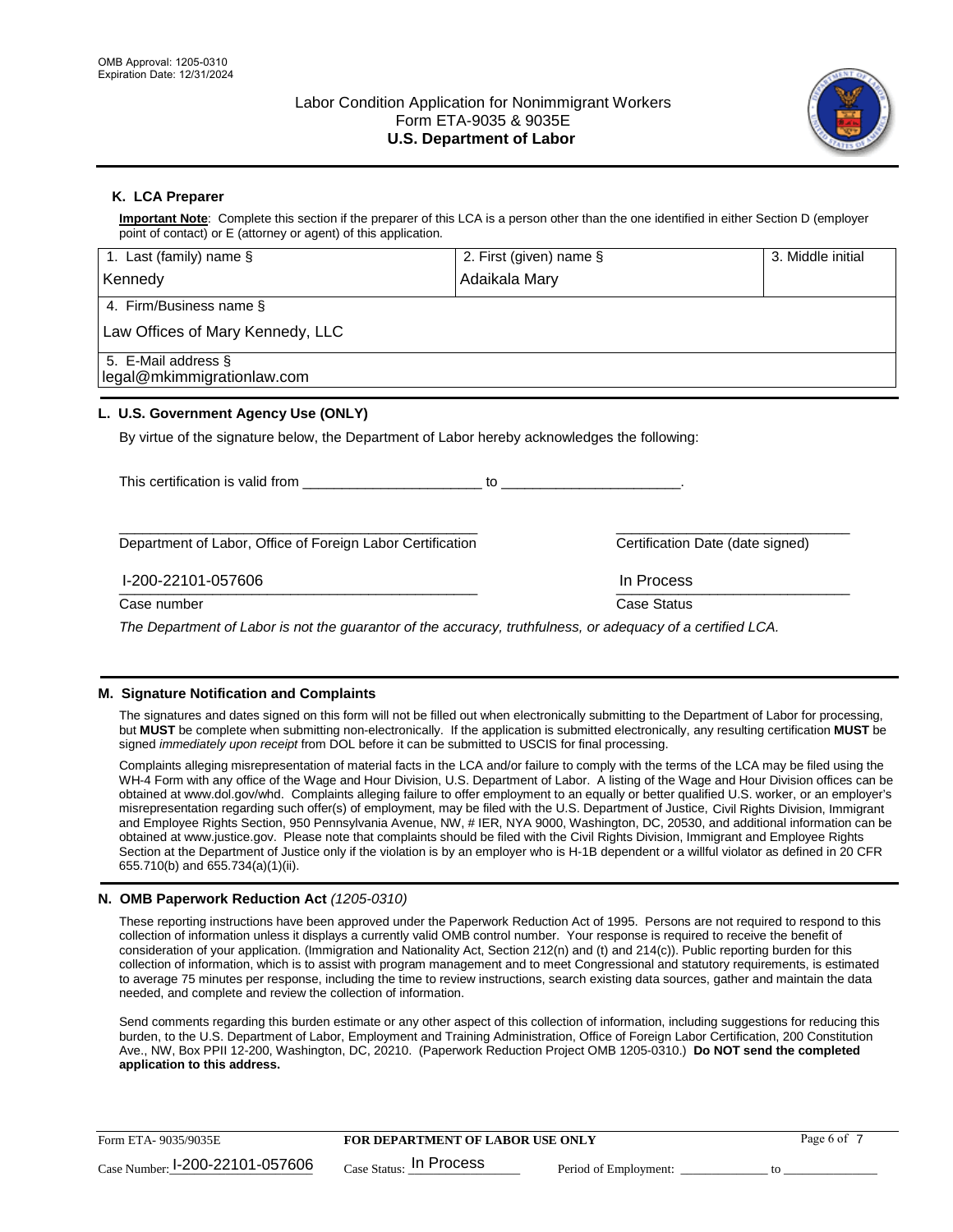OMB Approval: 1205-0310
Expiration Date: 12/31/2024

# Labor Condition Application for Nonimmigrant Workers
## Form ETA-9035 & 9035E
## U.S. Department of Labor

### K. LCA Preparer

**Important Note**: Complete this section if the preparer of this LCA is a person other than the one identified in either Section D (employer point of contact) or E (attorney or agent) of this application.

| 1. Last (family) name § | 2. First (given) name § | 3. Middle initial |
|---|---|---|
| Kennedy | Adaikala Mary | |
| 4. Firm/Business name § | | |
| Law Offices of Mary Kennedy, LLC | | |
| 5. E-Mail address § | | |
| legal@mkimmigrationlaw.com | | |

### L. U.S. Government Agency Use (ONLY)

By virtue of the signature below, the Department of Labor hereby acknowledges the following:

This certification is valid from ______________________ to ______________________.

______________________________________________ Department of Labor, Office of Foreign Labor Certification

______________________________ Certification Date (date signed)

I-200-22101-057606
Case number

In Process
Case Status

*The Department of Labor is not the guarantor of the accuracy, truthfulness, or adequacy of a certified LCA.*

### M. Signature Notification and Complaints

The signatures and dates signed on this form will not be filled out when electronically submitting to the Department of Labor for processing, but **MUST** be complete when submitting non-electronically. If the application is submitted electronically, any resulting certification **MUST** be signed *immediately upon receipt* from DOL before it can be submitted to USCIS for final processing.

Complaints alleging misrepresentation of material facts in the LCA and/or failure to comply with the terms of the LCA may be filed using the WH-4 Form with any office of the Wage and Hour Division, U.S. Department of Labor. A listing of the Wage and Hour Division offices can be obtained at www.dol.gov/whd. Complaints alleging failure to offer employment to an equally or better qualified U.S. worker, or an employer's misrepresentation regarding such offer(s) of employment, may be filed with the U.S. Department of Justice, Civil Rights Division, Immigrant and Employee Rights Section, 950 Pennsylvania Avenue, NW, # IER, NYA 9000, Washington, DC, 20530, and additional information can be obtained at www.justice.gov. Please note that complaints should be filed with the Civil Rights Division, Immigrant and Employee Rights Section at the Department of Justice only if the violation is by an employer who is H-1B dependent or a willful violator as defined in 20 CFR 655.710(b) and 655.734(a)(1)(ii).

### N. OMB Paperwork Reduction Act *(1205-0310)*

These reporting instructions have been approved under the Paperwork Reduction Act of 1995. Persons are not required to respond to this collection of information unless it displays a currently valid OMB control number. Your response is required to receive the benefit of consideration of your application. (Immigration and Nationality Act, Section 212(n) and (t) and 214(c)). Public reporting burden for this collection of information, which is to assist with program management and to meet Congressional and statutory requirements, is estimated to average 75 minutes per response, including the time to review instructions, search existing data sources, gather and maintain the data needed, and complete and review the collection of information.

Send comments regarding this burden estimate or any other aspect of this collection of information, including suggestions for reducing this burden, to the U.S. Department of Labor, Employment and Training Administration, Office of Foreign Labor Certification, 200 Constitution Ave., NW, Box PPII 12-200, Washington, DC, 20210. (Paperwork Reduction Project OMB 1205-0310.) **Do NOT send the completed application to this address.**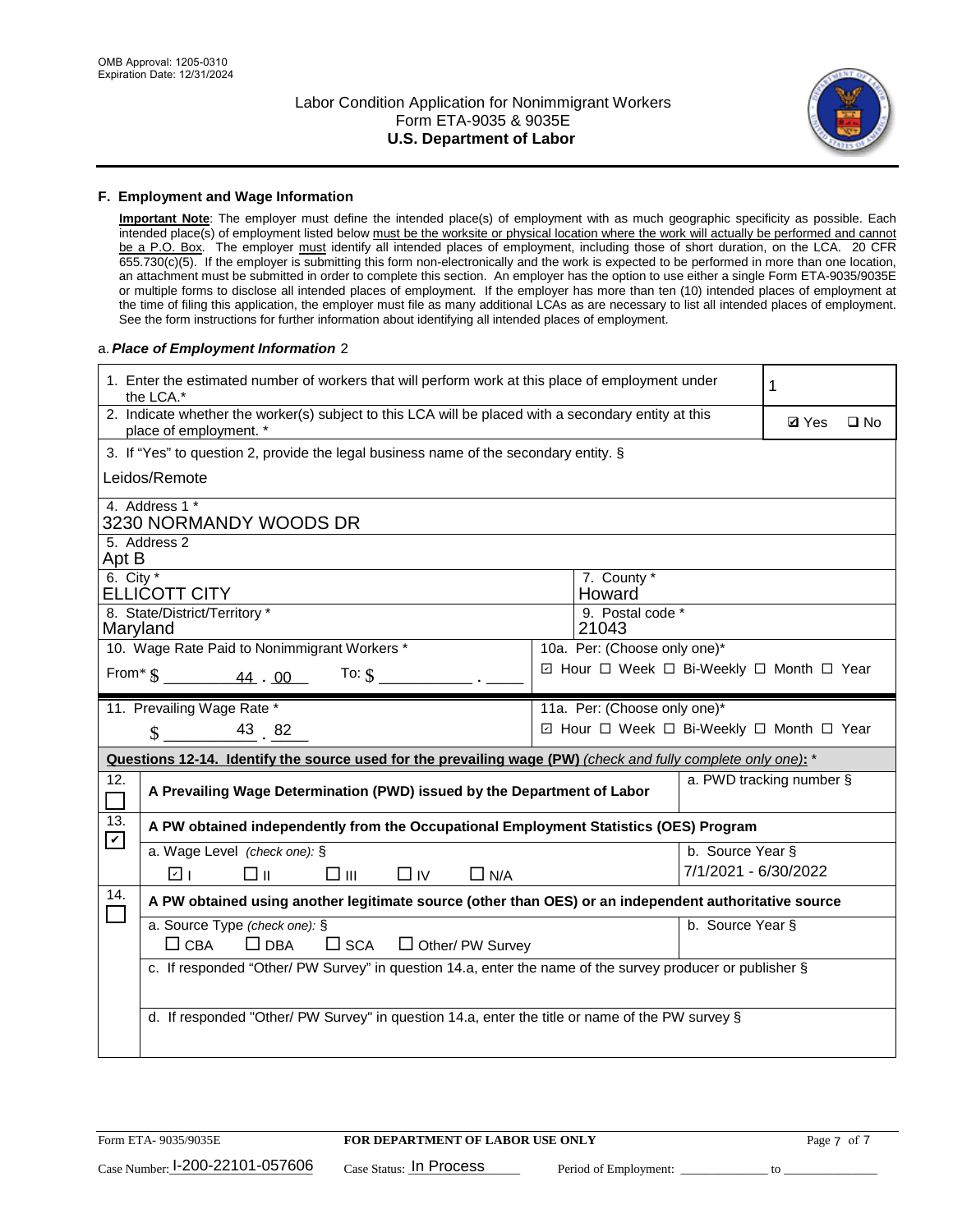OMB Approval: 1205-0310
Expiration Date: 12/31/2024

# Labor Condition Application for Nonimmigrant Workers
Form ETA-9035 & 9035E
**U.S. Department of Labor**

### F. Employment and Wage Information

**Important Note**: The employer must define the intended place(s) of employment with as much geographic specificity as possible. Each intended place(s) of employment listed below must be the worksite or physical location where the work will actually be performed and cannot be a P.O. Box. The employer must identify all intended places of employment, including those of short duration, on the LCA. 20 CFR 655.730(c)(5). If the employer is submitting this form non-electronically and the work is expected to be performed in more than one location, an attachment must be submitted in order to complete this section. An employer has the option to use either a single Form ETA-9035/9035E or multiple forms to disclose all intended places of employment. If the employer has more than ten (10) intended places of employment at the time of filing this application, the employer must file as many additional LCAs as are necessary to list all intended places of employment. See the form instructions for further information about identifying all intended places of employment.

a. ***Place of Employment Information*** 2

| | |
|---|---|
| 1. Enter the estimated number of workers that will perform work at this place of employment under the LCA.* | 1 |
| 2. Indicate whether the worker(s) subject to this LCA will be placed with a secondary entity at this place of employment. * | ☑ Yes ☐ No |
| 3. If "Yes" to question 2, provide the legal business name of the secondary entity. § Leidos/Remote | |
| 4. Address 1 * 3230 NORMANDY WOODS DR | |
| 5. Address 2 Apt B | |
| 6. City * ELLICOTT CITY | 7. County * Howard |
| 8. State/District/Territory * Maryland | 9. Postal code * 21043 |
| 10. Wage Rate Paid to Nonimmigrant Workers * From* $ 44 . 00 To: $ ______ . ____ | 10a. Per: (Choose only one)* ☑ Hour ☐ Week ☐ Bi-Weekly ☐ Month ☐ Year |
| 11. Prevailing Wage Rate * $ 43 . 82 | 11a. Per: (Choose only one)* ☑ Hour ☐ Week ☐ Bi-Weekly ☐ Month ☐ Year |

**Questions 12-14. Identify the source used for the prevailing wage (PW)** *(check and fully complete only one)*: *

| | | |
|---|---|---|
| 12. ☐ | **A Prevailing Wage Determination (PWD) issued by the Department of Labor** | a. PWD tracking number § |
| 13. ☑ | **A PW obtained independently from the Occupational Employment Statistics (OES) Program** | |
| | a. Wage Level *(check one):* § ☑ I ☐ II ☐ III ☐ IV ☐ N/A | b. Source Year § 7/1/2021 - 6/30/2022 |
| 14. ☐ | **A PW obtained using another legitimate source (other than OES) or an independent authoritative source** | |
| | a. Source Type *(check one):* § ☐ CBA ☐ DBA ☐ SCA ☐ Other/ PW Survey | b. Source Year § |
| | c. If responded "Other/ PW Survey" in question 14.a, enter the name of the survey producer or publisher § | |
| | d. If responded "Other/ PW Survey" in question 14.a, enter the title or name of the PW survey § | |

Form ETA- 9035/9035E | **FOR DEPARTMENT OF LABOR USE ONLY**

Case Number: I-200-22101-057606 Case Status: In Process Period of Employment: ____________ to ______________